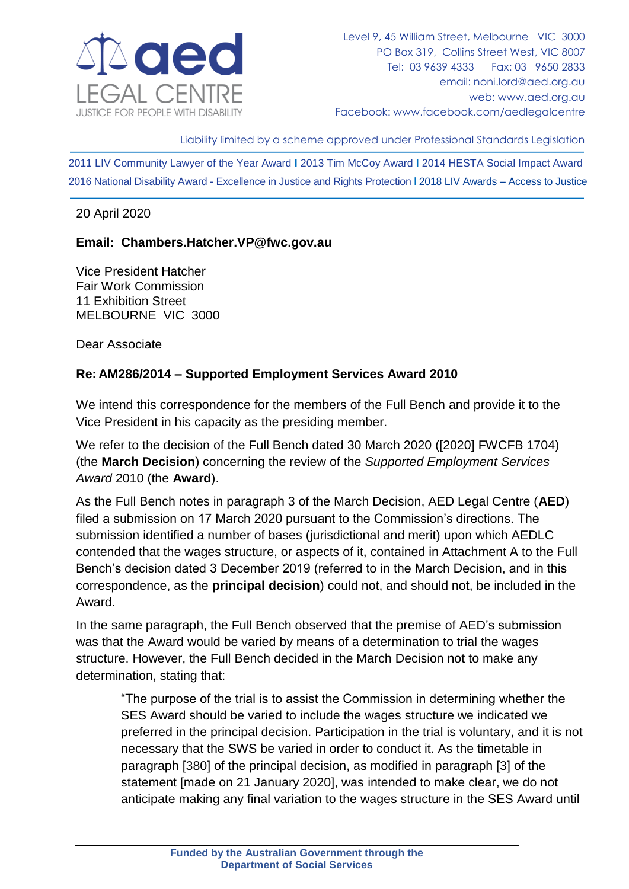**aed**
LEGAL CENTRE
JUSTICE FOR PEOPLE WITH DISABILITY

Level 9, 45 William Street, Melbourne VIC 3000
PO Box 319, Collins Street West, VIC 8007
Tel: 03 9639 4333 Fax: 03 9650 2833
email: noni.lord@aed.org.au
web: www.aed.org.au
Facebook: www.facebook.com/aedlegalcentre

Liability limited by a scheme approved under Professional Standards Legislation

2011 LIV Community Lawyer of the Year Award | 2013 Tim McCoy Award | 2014 HESTA Social Impact Award
2016 National Disability Award - Excellence in Justice and Rights Protection | 2018 LIV Awards – Access to Justice

20 April 2020

**Email: Chambers.Hatcher.VP@fwc.gov.au**

Vice President Hatcher
Fair Work Commission
11 Exhibition Street
MELBOURNE VIC 3000

Dear Associate

**Re: AM286/2014 – Supported Employment Services Award 2010**

We intend this correspondence for the members of the Full Bench and provide it to the Vice President in his capacity as the presiding member.

We refer to the decision of the Full Bench dated 30 March 2020 ([2020] FWCFB 1704) (the **March Decision**) concerning the review of the *Supported Employment Services Award* 2010 (the **Award**).

As the Full Bench notes in paragraph 3 of the March Decision, AED Legal Centre (**AED**) filed a submission on 17 March 2020 pursuant to the Commission's directions. The submission identified a number of bases (jurisdictional and merit) upon which AEDLC contended that the wages structure, or aspects of it, contained in Attachment A to the Full Bench's decision dated 3 December 2019 (referred to in the March Decision, and in this correspondence, as the **principal decision**) could not, and should not, be included in the Award.

In the same paragraph, the Full Bench observed that the premise of AED's submission was that the Award would be varied by means of a determination to trial the wages structure. However, the Full Bench decided in the March Decision not to make any determination, stating that:

> "The purpose of the trial is to assist the Commission in determining whether the SES Award should be varied to include the wages structure we indicated we preferred in the principal decision. Participation in the trial is voluntary, and it is not necessary that the SWS be varied in order to conduct it. As the timetable in paragraph [380] of the principal decision, as modified in paragraph [3] of the statement [made on 21 January 2020], was intended to make clear, we do not anticipate making any final variation to the wages structure in the SES Award until

**Funded by the Australian Government through the Department of Social Services**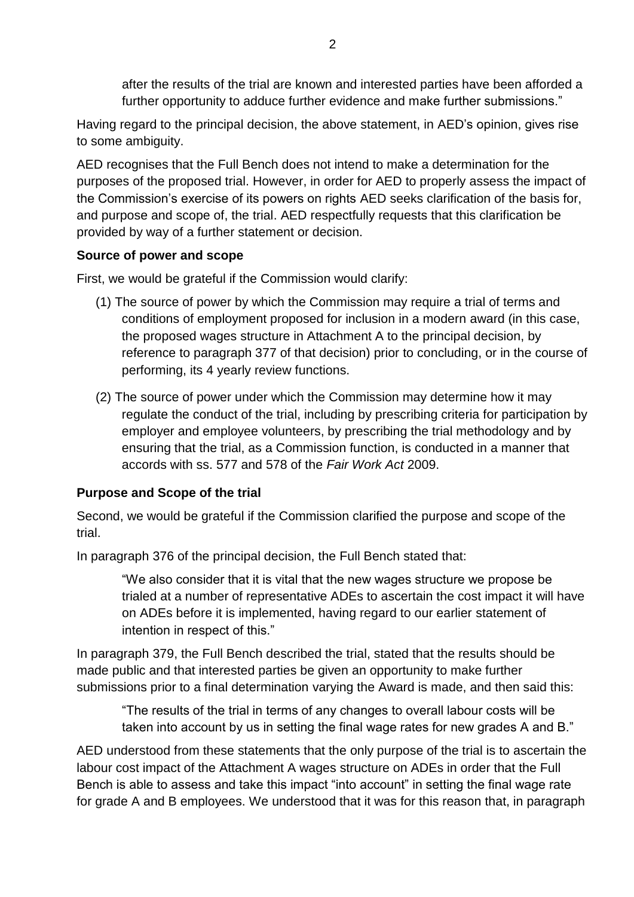> after the results of the trial are known and interested parties have been afforded a further opportunity to adduce further evidence and make further submissions."

Having regard to the principal decision, the above statement, in AED's opinion, gives rise to some ambiguity.

AED recognises that the Full Bench does not intend to make a determination for the purposes of the proposed trial. However, in order for AED to properly assess the impact of the Commission's exercise of its powers on rights AED seeks clarification of the basis for, and purpose and scope of, the trial. AED respectfully requests that this clarification be provided by way of a further statement or decision.

**Source of power and scope**

First, we would be grateful if the Commission would clarify:

(1) The source of power by which the Commission may require a trial of terms and conditions of employment proposed for inclusion in a modern award (in this case, the proposed wages structure in Attachment A to the principal decision, by reference to paragraph 377 of that decision) prior to concluding, or in the course of performing, its 4 yearly review functions.

(2) The source of power under which the Commission may determine how it may regulate the conduct of the trial, including by prescribing criteria for participation by employer and employee volunteers, by prescribing the trial methodology and by ensuring that the trial, as a Commission function, is conducted in a manner that accords with ss. 577 and 578 of the *Fair Work Act* 2009.

**Purpose and Scope of the trial**

Second, we would be grateful if the Commission clarified the purpose and scope of the trial.

In paragraph 376 of the principal decision, the Full Bench stated that:

> "We also consider that it is vital that the new wages structure we propose be trialed at a number of representative ADEs to ascertain the cost impact it will have on ADEs before it is implemented, having regard to our earlier statement of intention in respect of this."

In paragraph 379, the Full Bench described the trial, stated that the results should be made public and that interested parties be given an opportunity to make further submissions prior to a final determination varying the Award is made, and then said this:

> "The results of the trial in terms of any changes to overall labour costs will be taken into account by us in setting the final wage rates for new grades A and B."

AED understood from these statements that the only purpose of the trial is to ascertain the labour cost impact of the Attachment A wages structure on ADEs in order that the Full Bench is able to assess and take this impact "into account" in setting the final wage rate for grade A and B employees. We understood that it was for this reason that, in paragraph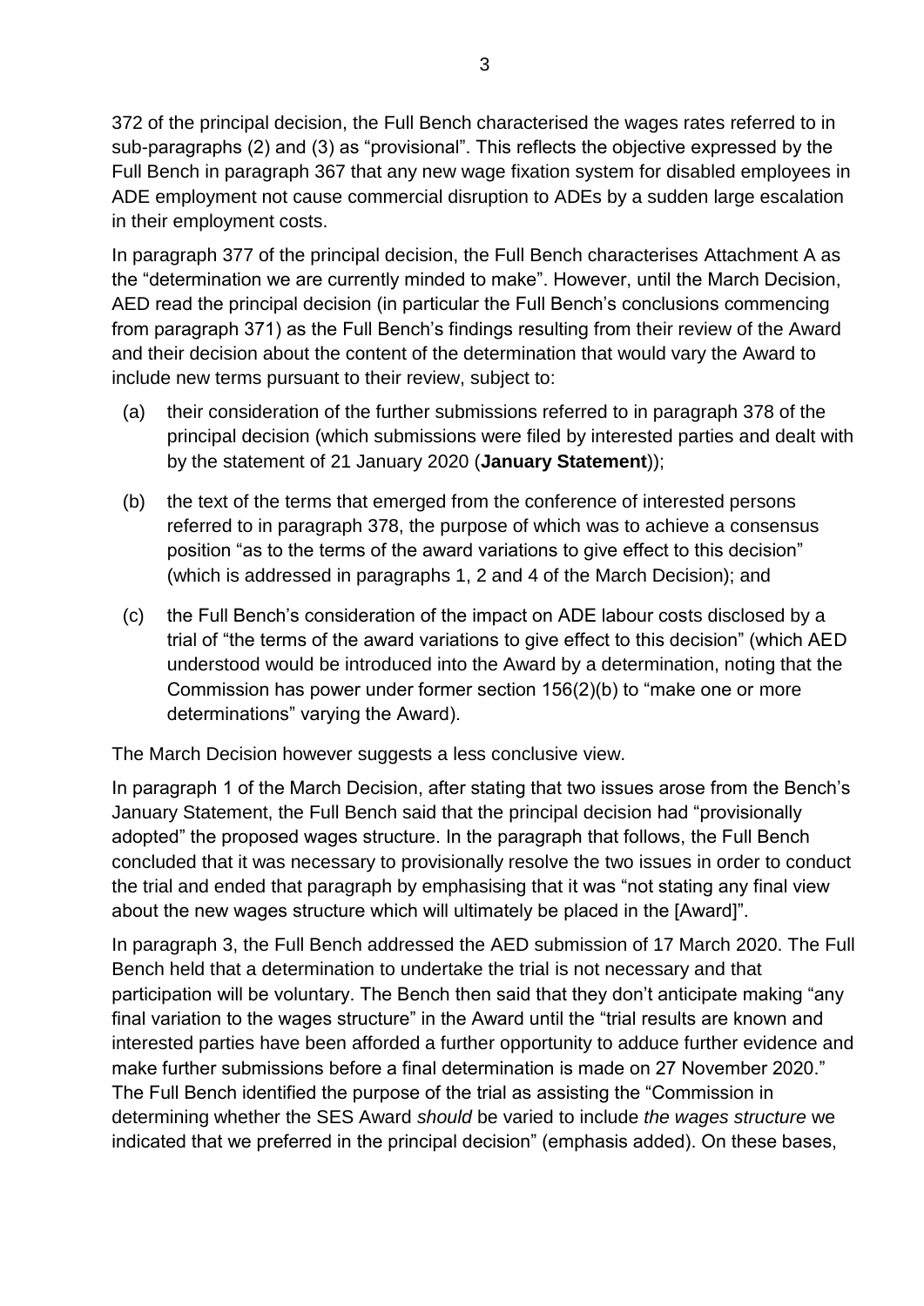372 of the principal decision, the Full Bench characterised the wages rates referred to in sub-paragraphs (2) and (3) as "provisional". This reflects the objective expressed by the Full Bench in paragraph 367 that any new wage fixation system for disabled employees in ADE employment not cause commercial disruption to ADEs by a sudden large escalation in their employment costs.

In paragraph 377 of the principal decision, the Full Bench characterises Attachment A as the "determination we are currently minded to make". However, until the March Decision, AED read the principal decision (in particular the Full Bench's conclusions commencing from paragraph 371) as the Full Bench's findings resulting from their review of the Award and their decision about the content of the determination that would vary the Award to include new terms pursuant to their review, subject to:

(a) their consideration of the further submissions referred to in paragraph 378 of the principal decision (which submissions were filed by interested parties and dealt with by the statement of 21 January 2020 (**January Statement**));

(b) the text of the terms that emerged from the conference of interested persons referred to in paragraph 378, the purpose of which was to achieve a consensus position "as to the terms of the award variations to give effect to this decision" (which is addressed in paragraphs 1, 2 and 4 of the March Decision); and

(c) the Full Bench's consideration of the impact on ADE labour costs disclosed by a trial of "the terms of the award variations to give effect to this decision" (which AED understood would be introduced into the Award by a determination, noting that the Commission has power under former section 156(2)(b) to "make one or more determinations" varying the Award).

The March Decision however suggests a less conclusive view.

In paragraph 1 of the March Decision, after stating that two issues arose from the Bench's January Statement, the Full Bench said that the principal decision had "provisionally adopted" the proposed wages structure. In the paragraph that follows, the Full Bench concluded that it was necessary to provisionally resolve the two issues in order to conduct the trial and ended that paragraph by emphasising that it was "not stating any final view about the new wages structure which will ultimately be placed in the [Award]".

In paragraph 3, the Full Bench addressed the AED submission of 17 March 2020. The Full Bench held that a determination to undertake the trial is not necessary and that participation will be voluntary. The Bench then said that they don't anticipate making "any final variation to the wages structure" in the Award until the "trial results are known and interested parties have been afforded a further opportunity to adduce further evidence and make further submissions before a final determination is made on 27 November 2020." The Full Bench identified the purpose of the trial as assisting the "Commission in determining whether the SES Award *should* be varied to include *the wages structure* we indicated that we preferred in the principal decision" (emphasis added). On these bases,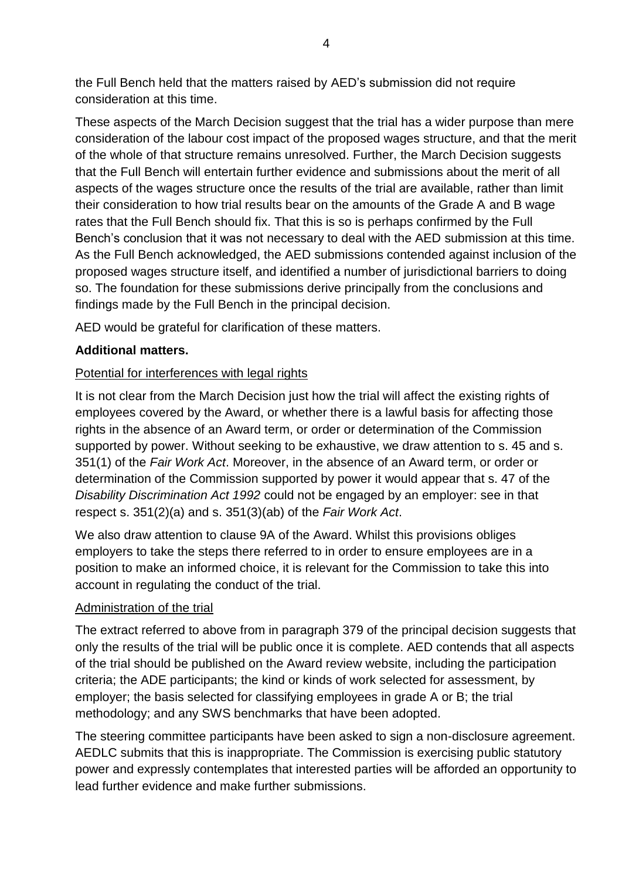the Full Bench held that the matters raised by AED's submission did not require consideration at this time.

These aspects of the March Decision suggest that the trial has a wider purpose than mere consideration of the labour cost impact of the proposed wages structure, and that the merit of the whole of that structure remains unresolved. Further, the March Decision suggests that the Full Bench will entertain further evidence and submissions about the merit of all aspects of the wages structure once the results of the trial are available, rather than limit their consideration to how trial results bear on the amounts of the Grade A and B wage rates that the Full Bench should fix. That this is so is perhaps confirmed by the Full Bench's conclusion that it was not necessary to deal with the AED submission at this time. As the Full Bench acknowledged, the AED submissions contended against inclusion of the proposed wages structure itself, and identified a number of jurisdictional barriers to doing so. The foundation for these submissions derive principally from the conclusions and findings made by the Full Bench in the principal decision.

AED would be grateful for clarification of these matters.

**Additional matters.**

<u>Potential for interferences with legal rights</u>

It is not clear from the March Decision just how the trial will affect the existing rights of employees covered by the Award, or whether there is a lawful basis for affecting those rights in the absence of an Award term, or order or determination of the Commission supported by power. Without seeking to be exhaustive, we draw attention to s. 45 and s. 351(1) of the *Fair Work Act*. Moreover, in the absence of an Award term, or order or determination of the Commission supported by power it would appear that s. 47 of the *Disability Discrimination Act 1992* could not be engaged by an employer: see in that respect s. 351(2)(a) and s. 351(3)(ab) of the *Fair Work Act*.

We also draw attention to clause 9A of the Award. Whilst this provisions obliges employers to take the steps there referred to in order to ensure employees are in a position to make an informed choice, it is relevant for the Commission to take this into account in regulating the conduct of the trial.

<u>Administration of the trial</u>

The extract referred to above from in paragraph 379 of the principal decision suggests that only the results of the trial will be public once it is complete. AED contends that all aspects of the trial should be published on the Award review website, including the participation criteria; the ADE participants; the kind or kinds of work selected for assessment, by employer; the basis selected for classifying employees in grade A or B; the trial methodology; and any SWS benchmarks that have been adopted.

The steering committee participants have been asked to sign a non-disclosure agreement. AEDLC submits that this is inappropriate. The Commission is exercising public statutory power and expressly contemplates that interested parties will be afforded an opportunity to lead further evidence and make further submissions.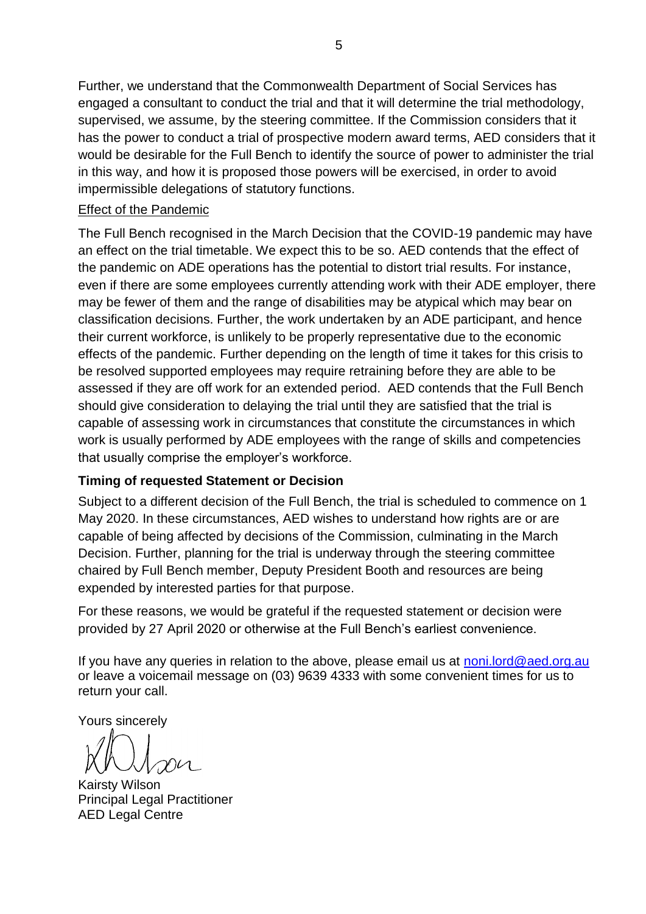Further, we understand that the Commonwealth Department of Social Services has engaged a consultant to conduct the trial and that it will determine the trial methodology, supervised, we assume, by the steering committee. If the Commission considers that it has the power to conduct a trial of prospective modern award terms, AED considers that it would be desirable for the Full Bench to identify the source of power to administer the trial in this way, and how it is proposed those powers will be exercised, in order to avoid impermissible delegations of statutory functions.

<u>Effect of the Pandemic</u>

The Full Bench recognised in the March Decision that the COVID-19 pandemic may have an effect on the trial timetable. We expect this to be so. AED contends that the effect of the pandemic on ADE operations has the potential to distort trial results. For instance, even if there are some employees currently attending work with their ADE employer, there may be fewer of them and the range of disabilities may be atypical which may bear on classification decisions. Further, the work undertaken by an ADE participant, and hence their current workforce, is unlikely to be properly representative due to the economic effects of the pandemic. Further depending on the length of time it takes for this crisis to be resolved supported employees may require retraining before they are able to be assessed if they are off work for an extended period. AED contends that the Full Bench should give consideration to delaying the trial until they are satisfied that the trial is capable of assessing work in circumstances that constitute the circumstances in which work is usually performed by ADE employees with the range of skills and competencies that usually comprise the employer's workforce.

**Timing of requested Statement or Decision**

Subject to a different decision of the Full Bench, the trial is scheduled to commence on 1 May 2020. In these circumstances, AED wishes to understand how rights are or are capable of being affected by decisions of the Commission, culminating in the March Decision. Further, planning for the trial is underway through the steering committee chaired by Full Bench member, Deputy President Booth and resources are being expended by interested parties for that purpose.

For these reasons, we would be grateful if the requested statement or decision were provided by 27 April 2020 or otherwise at the Full Bench's earliest convenience.

If you have any queries in relation to the above, please email us at noni.lord@aed.org.au or leave a voicemail message on (03) 9639 4333 with some convenient times for us to return your call.

Yours sincerely

Kairsty Wilson
Principal Legal Practitioner
AED Legal Centre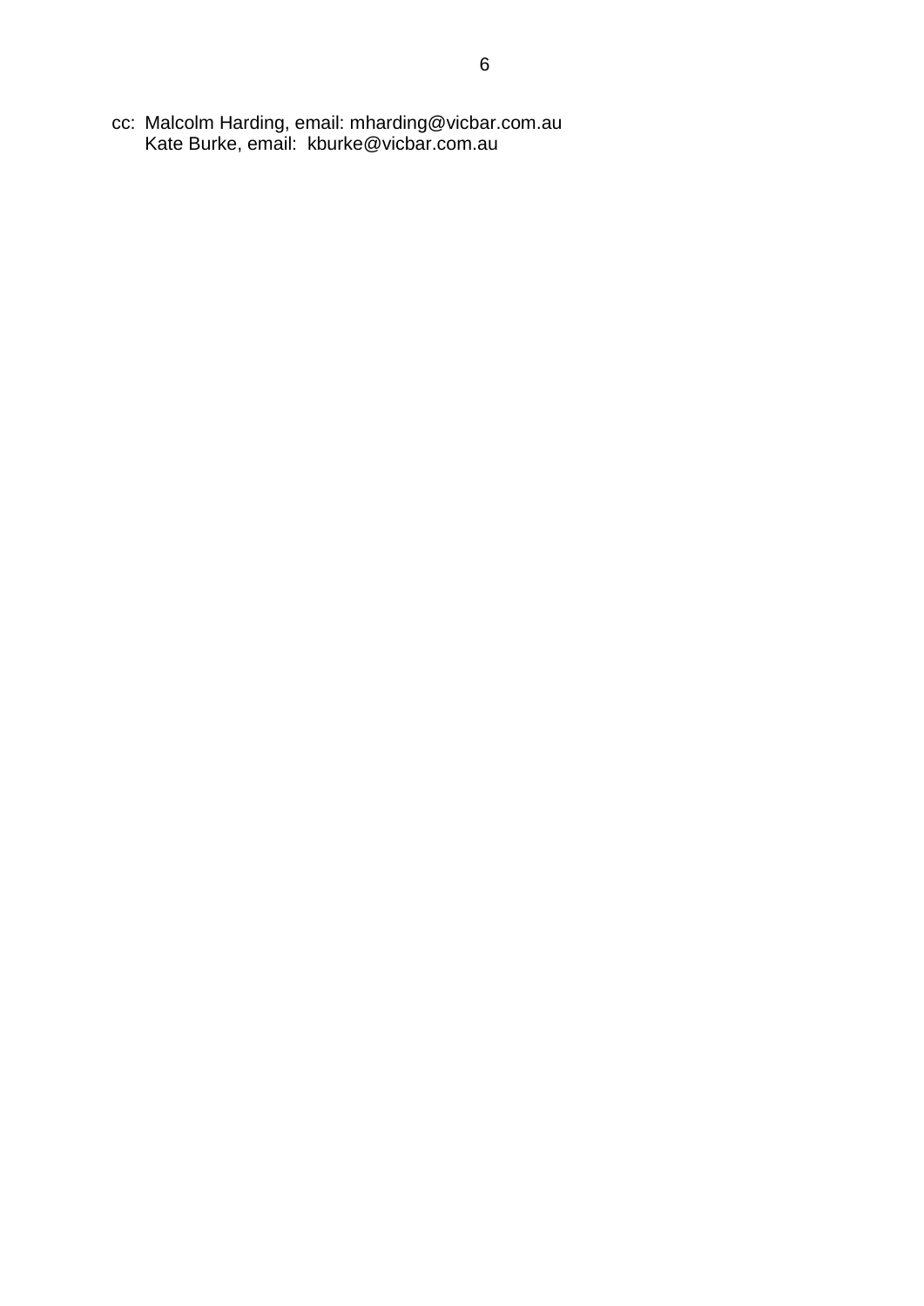cc: Malcolm Harding, email: mharding@vicbar.com.au
Kate Burke, email: kburke@vicbar.com.au